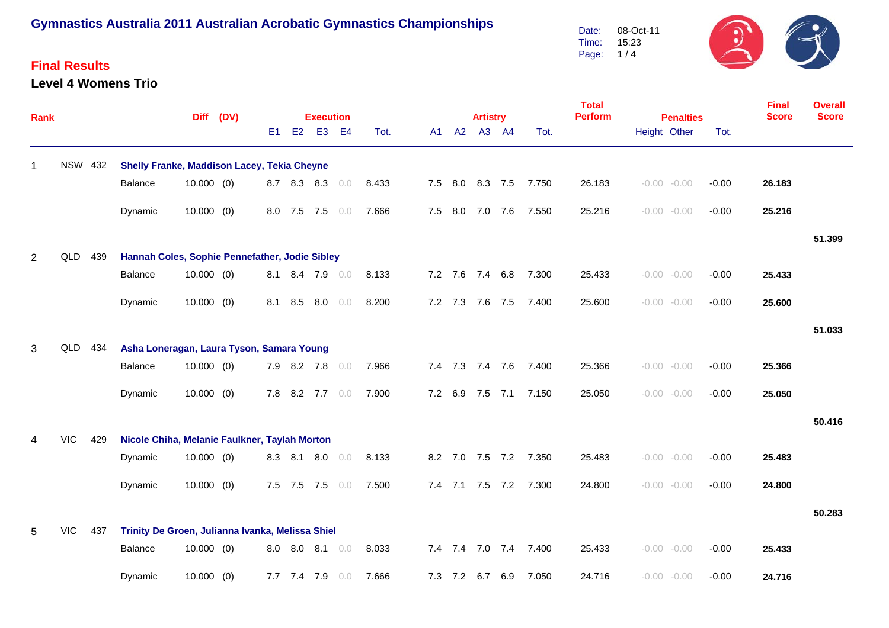# Gymnastics Australia 2011 Australian Acrobatic Gymnastics Championships

Date: 08-Oct-11
Time: 15:23

## Final Results

### Level 4 Womens Trio

| Rank | | | | Diff | (DV) | Execution E1 | E2 | E3 | E4 | Tot. | Artistry A1 | A2 | A3 | A4 | Tot. | Total Perform | Penalties Height | Other | Tot. | Final Score | Overall Score |
|---|---|---|---|---|---|---|---|---|---|---|---|---|---|---|---|---|---|---|---|---|---|
| 1 | NSW | 432 | **Shelly Franke, Maddison Lacey, Tekia Cheyne** | | | | | | | | | | | | | | | | | | |
| | | | Balance | 10.000 | (0) | 8.7 | 8.3 | 8.3 | 0.0 | 8.433 | 7.5 | 8.0 | 8.3 | 7.5 | 7.750 | 26.183 | -0.00 | -0.00 | -0.00 | **26.183** | |
| | | | Dynamic | 10.000 | (0) | 8.0 | 7.5 | 7.5 | 0.0 | 7.666 | 7.5 | 8.0 | 7.0 | 7.6 | 7.550 | 25.216 | -0.00 | -0.00 | -0.00 | **25.216** | |
| | | | | | | | | | | | | | | | | | | | | | **51.399** |
| 2 | QLD | 439 | **Hannah Coles, Sophie Pennefather, Jodie Sibley** | | | | | | | | | | | | | | | | | | |
| | | | Balance | 10.000 | (0) | 8.1 | 8.4 | 7.9 | 0.0 | 8.133 | 7.2 | 7.6 | 7.4 | 6.8 | 7.300 | 25.433 | -0.00 | -0.00 | -0.00 | **25.433** | |
| | | | Dynamic | 10.000 | (0) | 8.1 | 8.5 | 8.0 | 0.0 | 8.200 | 7.2 | 7.3 | 7.6 | 7.5 | 7.400 | 25.600 | -0.00 | -0.00 | -0.00 | **25.600** | |
| | | | | | | | | | | | | | | | | | | | | | **51.033** |
| 3 | QLD | 434 | **Asha Loneragan, Laura Tyson, Samara Young** | | | | | | | | | | | | | | | | | | |
| | | | Balance | 10.000 | (0) | 7.9 | 8.2 | 7.8 | 0.0 | 7.966 | 7.4 | 7.3 | 7.4 | 7.6 | 7.400 | 25.366 | -0.00 | -0.00 | -0.00 | **25.366** | |
| | | | Dynamic | 10.000 | (0) | 7.8 | 8.2 | 7.7 | 0.0 | 7.900 | 7.2 | 6.9 | 7.5 | 7.1 | 7.150 | 25.050 | -0.00 | -0.00 | -0.00 | **25.050** | |
| | | | | | | | | | | | | | | | | | | | | | **50.416** |
| 4 | VIC | 429 | **Nicole Chiha, Melanie Faulkner, Taylah Morton** | | | | | | | | | | | | | | | | | | |
| | | | Dynamic | 10.000 | (0) | 8.3 | 8.1 | 8.0 | 0.0 | 8.133 | 8.2 | 7.0 | 7.5 | 7.2 | 7.350 | 25.483 | -0.00 | -0.00 | -0.00 | **25.483** | |
| | | | Dynamic | 10.000 | (0) | 7.5 | 7.5 | 7.5 | 0.0 | 7.500 | 7.4 | 7.1 | 7.5 | 7.2 | 7.300 | 24.800 | -0.00 | -0.00 | -0.00 | **24.800** | |
| | | | | | | | | | | | | | | | | | | | | | **50.283** |
| 5 | VIC | 437 | **Trinity De Groen, Julianna Ivanka, Melissa Shiel** | | | | | | | | | | | | | | | | | | |
| | | | Balance | 10.000 | (0) | 8.0 | 8.0 | 8.1 | 0.0 | 8.033 | 7.4 | 7.4 | 7.0 | 7.4 | 7.400 | 25.433 | -0.00 | -0.00 | -0.00 | **25.433** | |
| | | | Dynamic | 10.000 | (0) | 7.7 | 7.4 | 7.9 | 0.0 | 7.666 | 7.3 | 7.2 | 6.7 | 6.9 | 7.050 | 24.716 | -0.00 | -0.00 | -0.00 | **24.716** | |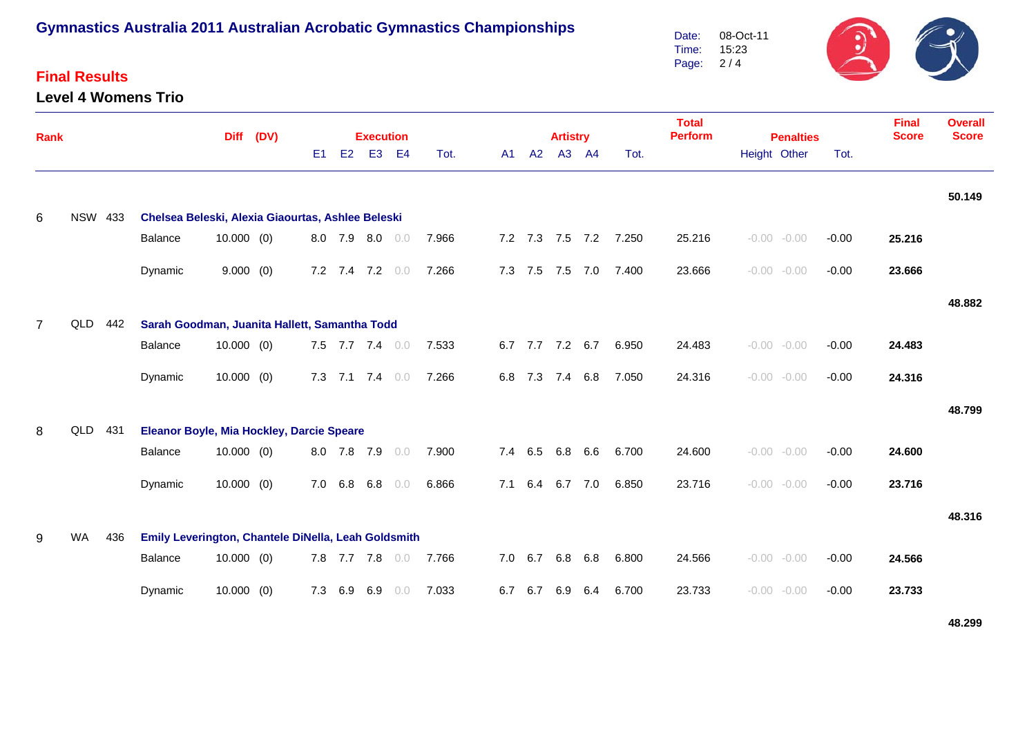# Gymnastics Australia 2011 Australian Acrobatic Gymnastics Championships

## Final Results

### Level 4 Womens Trio

| Rank | | | | Diff | (DV) | Execution | | | | | Artistry | | | | | Total Perform | Penalties | | | Final Score | Overall Score |
|---|---|---|---|---|---|---|---|---|---|---|---|---|---|---|---|---|---|---|---|---|---|
| | | | | | | E1 | E2 | E3 | E4 | Tot. | A1 | A2 | A3 | A4 | Tot. | | Height | Other | Tot. | | |
| | | | | | | | | | | | | | | | | | | | | | 50.149 |
| 6 | NSW | 433 | **Chelsea Beleski, Alexia Giaourtas, Ashlee Beleski** | | | | | | | | | | | | | | | | | | |
| | | | Balance | 10.000 | (0) | 8.0 | 7.9 | 8.0 | 0.0 | 7.966 | 7.2 | 7.3 | 7.5 | 7.2 | 7.250 | 25.216 | -0.00 | -0.00 | -0.00 | **25.216** | |
| | | | Dynamic | 9.000 | (0) | 7.2 | 7.4 | 7.2 | 0.0 | 7.266 | 7.3 | 7.5 | 7.5 | 7.0 | 7.400 | 23.666 | -0.00 | -0.00 | -0.00 | **23.666** | |
| | | | | | | | | | | | | | | | | | | | | | 48.882 |
| 7 | QLD | 442 | **Sarah Goodman, Juanita Hallett, Samantha Todd** | | | | | | | | | | | | | | | | | | |
| | | | Balance | 10.000 | (0) | 7.5 | 7.7 | 7.4 | 0.0 | 7.533 | 6.7 | 7.7 | 7.2 | 6.7 | 6.950 | 24.483 | -0.00 | -0.00 | -0.00 | **24.483** | |
| | | | Dynamic | 10.000 | (0) | 7.3 | 7.1 | 7.4 | 0.0 | 7.266 | 6.8 | 7.3 | 7.4 | 6.8 | 7.050 | 24.316 | -0.00 | -0.00 | -0.00 | **24.316** | |
| | | | | | | | | | | | | | | | | | | | | | 48.799 |
| 8 | QLD | 431 | **Eleanor Boyle, Mia Hockley, Darcie Speare** | | | | | | | | | | | | | | | | | | |
| | | | Balance | 10.000 | (0) | 8.0 | 7.8 | 7.9 | 0.0 | 7.900 | 7.4 | 6.5 | 6.8 | 6.6 | 6.700 | 24.600 | -0.00 | -0.00 | -0.00 | **24.600** | |
| | | | Dynamic | 10.000 | (0) | 7.0 | 6.8 | 6.8 | 0.0 | 6.866 | 7.1 | 6.4 | 6.7 | 7.0 | 6.850 | 23.716 | -0.00 | -0.00 | -0.00 | **23.716** | |
| | | | | | | | | | | | | | | | | | | | | | 48.316 |
| 9 | WA | 436 | **Emily Leverington, Chantele DiNella, Leah Goldsmith** | | | | | | | | | | | | | | | | | | |
| | | | Balance | 10.000 | (0) | 7.8 | 7.7 | 7.8 | 0.0 | 7.766 | 7.0 | 6.7 | 6.8 | 6.8 | 6.800 | 24.566 | -0.00 | -0.00 | -0.00 | **24.566** | |
| | | | Dynamic | 10.000 | (0) | 7.3 | 6.9 | 6.9 | 0.0 | 7.033 | 6.7 | 6.7 | 6.9 | 6.4 | 6.700 | 23.733 | -0.00 | -0.00 | -0.00 | **23.733** | |
| | | | | | | | | | | | | | | | | | | | | | 48.299 |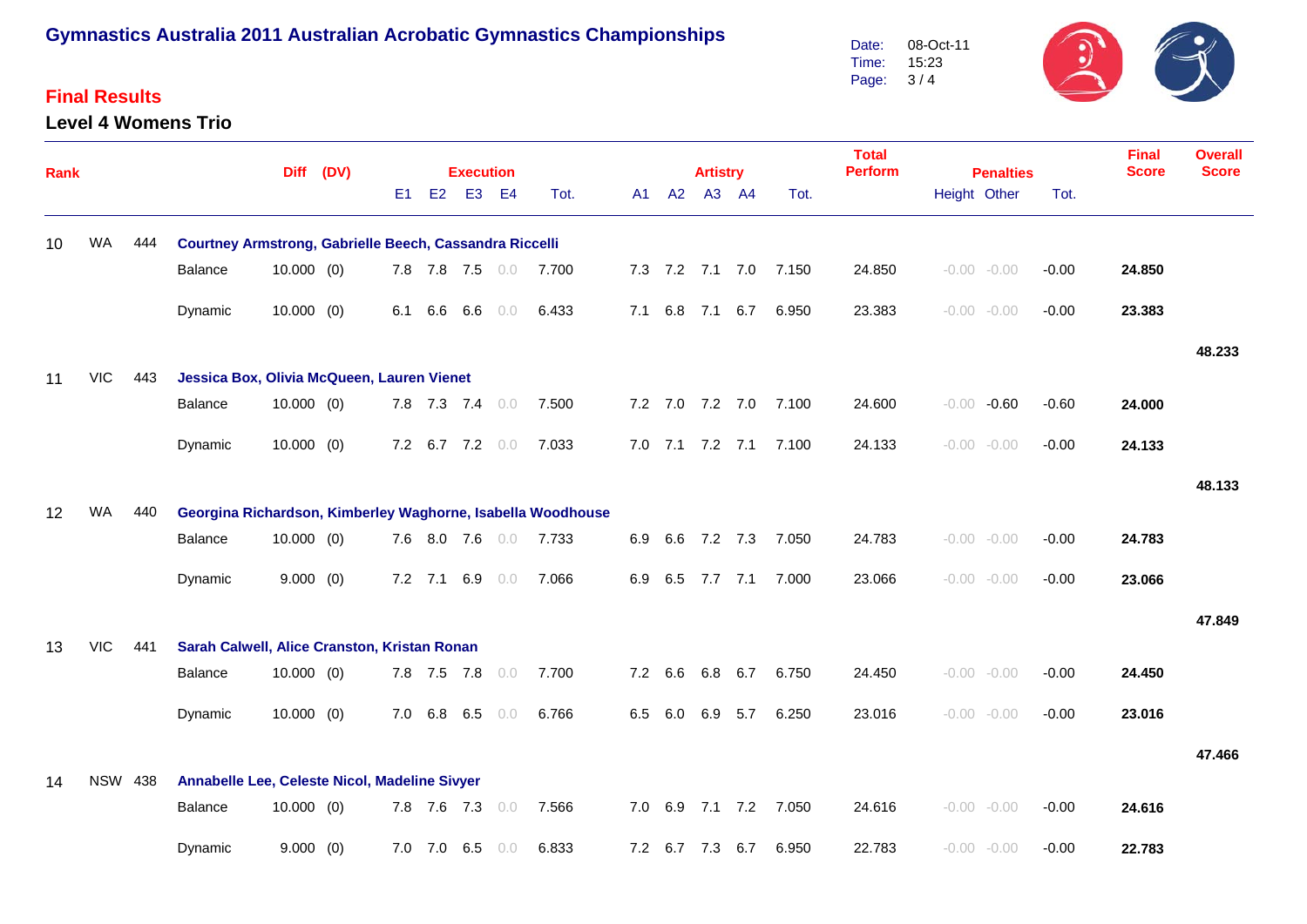# Gymnastics Australia 2011 Australian Acrobatic Gymnastics Championships

Date: 08-Oct-11
Time: 15:23

## Final Results

### Level 4 Womens Trio

| Rank | | | | Diff | (DV) | Execution E1 | E2 | E3 | E4 | Tot. | Artistry A1 | A2 | A3 | A4 | Tot. | Total Perform | Penalties Height | Other | Tot. | Final Score | Overall Score |
|---|---|---|---|---|---|---|---|---|---|---|---|---|---|---|---|---|---|---|---|---|---|
| 10 | WA | 444 | Courtney Armstrong, Gabrielle Beech, Cassandra Riccelli | | | | | | | | | | | | | | | | | | |
| | | | Balance | 10.000 | (0) | 7.8 | 7.8 | 7.5 | 0.0 | 7.700 | 7.3 | 7.2 | 7.1 | 7.0 | 7.150 | 24.850 | -0.00 | -0.00 | -0.00 | **24.850** | |
| | | | Dynamic | 10.000 | (0) | 6.1 | 6.6 | 6.6 | 0.0 | 6.433 | 7.1 | 6.8 | 7.1 | 6.7 | 6.950 | 23.383 | -0.00 | -0.00 | -0.00 | **23.383** | |
| | | | | | | | | | | | | | | | | | | | | | **48.233** |
| 11 | VIC | 443 | Jessica Box, Olivia McQueen, Lauren Vienet | | | | | | | | | | | | | | | | | | |
| | | | Balance | 10.000 | (0) | 7.8 | 7.3 | 7.4 | 0.0 | 7.500 | 7.2 | 7.0 | 7.2 | 7.0 | 7.100 | 24.600 | -0.00 | -0.60 | -0.60 | **24.000** | |
| | | | Dynamic | 10.000 | (0) | 7.2 | 6.7 | 7.2 | 0.0 | 7.033 | 7.0 | 7.1 | 7.2 | 7.1 | 7.100 | 24.133 | -0.00 | -0.00 | -0.00 | **24.133** | |
| | | | | | | | | | | | | | | | | | | | | | **48.133** |
| 12 | WA | 440 | Georgina Richardson, Kimberley Waghorne, Isabella Woodhouse | | | | | | | | | | | | | | | | | | |
| | | | Balance | 10.000 | (0) | 7.6 | 8.0 | 7.6 | 0.0 | 7.733 | 6.9 | 6.6 | 7.2 | 7.3 | 7.050 | 24.783 | -0.00 | -0.00 | -0.00 | **24.783** | |
| | | | Dynamic | 9.000 | (0) | 7.2 | 7.1 | 6.9 | 0.0 | 7.066 | 6.9 | 6.5 | 7.7 | 7.1 | 7.000 | 23.066 | -0.00 | -0.00 | -0.00 | **23.066** | |
| | | | | | | | | | | | | | | | | | | | | | **47.849** |
| 13 | VIC | 441 | Sarah Calwell, Alice Cranston, Kristan Ronan | | | | | | | | | | | | | | | | | | |
| | | | Balance | 10.000 | (0) | 7.8 | 7.5 | 7.8 | 0.0 | 7.700 | 7.2 | 6.6 | 6.8 | 6.7 | 6.750 | 24.450 | -0.00 | -0.00 | -0.00 | **24.450** | |
| | | | Dynamic | 10.000 | (0) | 7.0 | 6.8 | 6.5 | 0.0 | 6.766 | 6.5 | 6.0 | 6.9 | 5.7 | 6.250 | 23.016 | -0.00 | -0.00 | -0.00 | **23.016** | |
| | | | | | | | | | | | | | | | | | | | | | **47.466** |
| 14 | NSW | 438 | Annabelle Lee, Celeste Nicol, Madeline Sivyer | | | | | | | | | | | | | | | | | | |
| | | | Balance | 10.000 | (0) | 7.8 | 7.6 | 7.3 | 0.0 | 7.566 | 7.0 | 6.9 | 7.1 | 7.2 | 7.050 | 24.616 | -0.00 | -0.00 | -0.00 | **24.616** | |
| | | | Dynamic | 9.000 | (0) | 7.0 | 7.0 | 6.5 | 0.0 | 6.833 | 7.2 | 6.7 | 7.3 | 6.7 | 6.950 | 22.783 | -0.00 | -0.00 | -0.00 | **22.783** | |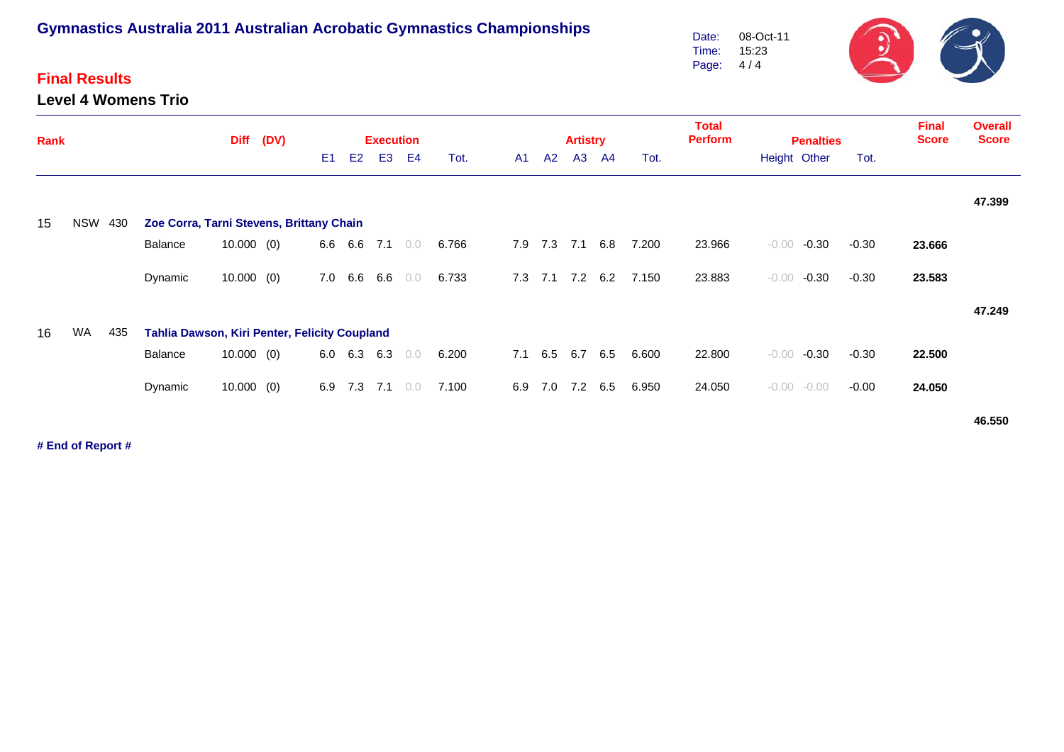# Gymnastics Australia 2011 Australian Acrobatic Gymnastics Championships

Date: 08-Oct-11
Time: 15:23

## Final Results

### Level 4 Womens Trio

| Rank | | | | Diff | (DV) | Execution E1 | E2 | E3 | E4 | Tot. | Artistry A1 | A2 | A3 | A4 | Tot. | Total Perform | Penalties Height | Other | Tot. | Final Score | Overall Score |
|---|---|---|---|---|---|---|---|---|---|---|---|---|---|---|---|---|---|---|---|---|---|
| | | | | | | | | | | | | | | | | | | | | | 47.399 |
| 15 | NSW | 430 | **Zoe Corra, Tarni Stevens, Brittany Chain** | | | | | | | | | | | | | | | | | | |
| | | | Balance | 10.000 | (0) | 6.6 | 6.6 | 7.1 | 0.0 | 6.766 | 7.9 | 7.3 | 7.1 | 6.8 | 7.200 | 23.966 | -0.00 | -0.30 | -0.30 | **23.666** | |
| | | | Dynamic | 10.000 | (0) | 7.0 | 6.6 | 6.6 | 0.0 | 6.733 | 7.3 | 7.1 | 7.2 | 6.2 | 7.150 | 23.883 | -0.00 | -0.30 | -0.30 | **23.583** | |
| | | | | | | | | | | | | | | | | | | | | | 47.249 |
| 16 | WA | 435 | **Tahlia Dawson, Kiri Penter, Felicity Coupland** | | | | | | | | | | | | | | | | | | |
| | | | Balance | 10.000 | (0) | 6.0 | 6.3 | 6.3 | 0.0 | 6.200 | 7.1 | 6.5 | 6.7 | 6.5 | 6.600 | 22.800 | -0.00 | -0.30 | -0.30 | **22.500** | |
| | | | Dynamic | 10.000 | (0) | 6.9 | 7.3 | 7.1 | 0.0 | 7.100 | 6.9 | 7.0 | 7.2 | 6.5 | 6.950 | 24.050 | -0.00 | -0.00 | -0.00 | **24.050** | |
| | | | | | | | | | | | | | | | | | | | | | 46.550 |

**# End of Report #**